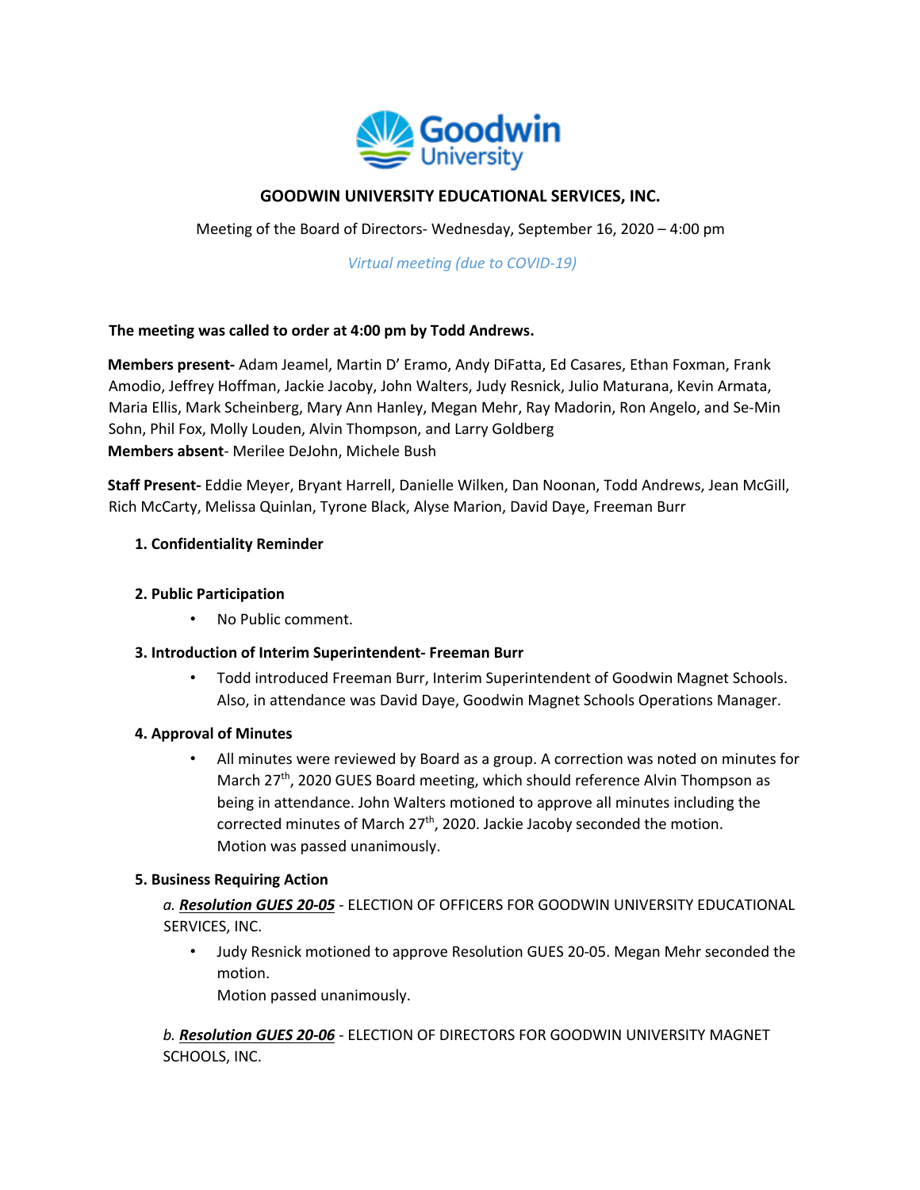# GOODWIN UNIVERSITY EDUCATIONAL SERVICES, INC.

Meeting of the Board of Directors- Wednesday, September 16, 2020 – 4:00 pm

*Virtual meeting (due to COVID-19)*

**The meeting was called to order at 4:00 pm by Todd Andrews.**

**Members present-** Adam Jeamel, Martin D' Eramo, Andy DiFatta, Ed Casares, Ethan Foxman, Frank Amodio, Jeffrey Hoffman, Jackie Jacoby, John Walters, Judy Resnick, Julio Maturana, Kevin Armata, Maria Ellis, Mark Scheinberg, Mary Ann Hanley, Megan Mehr, Ray Madorin, Ron Angelo, and Se-Min Sohn, Phil Fox, Molly Louden, Alvin Thompson, and Larry Goldberg
**Members absent**- Merilee DeJohn, Michele Bush

**Staff Present-** Eddie Meyer, Bryant Harrell, Danielle Wilken, Dan Noonan, Todd Andrews, Jean McGill, Rich McCarty, Melissa Quinlan, Tyrone Black, Alyse Marion, David Daye, Freeman Burr

**1. Confidentiality Reminder**

**2. Public Participation**

- No Public comment.

**3. Introduction of Interim Superintendent- Freeman Burr**

- Todd introduced Freeman Burr, Interim Superintendent of Goodwin Magnet Schools. Also, in attendance was David Daye, Goodwin Magnet Schools Operations Manager.

**4. Approval of Minutes**

- All minutes were reviewed by Board as a group. A correction was noted on minutes for March 27th, 2020 GUES Board meeting, which should reference Alvin Thompson as being in attendance. John Walters motioned to approve all minutes including the corrected minutes of March 27th, 2020. Jackie Jacoby seconded the motion. Motion was passed unanimously.

**5. Business Requiring Action**

*a.* ***Resolution GUES 20-05*** - ELECTION OF OFFICERS FOR GOODWIN UNIVERSITY EDUCATIONAL SERVICES, INC.

- Judy Resnick motioned to approve Resolution GUES 20-05. Megan Mehr seconded the motion.
  Motion passed unanimously.

*b.* ***Resolution GUES 20-06*** - ELECTION OF DIRECTORS FOR GOODWIN UNIVERSITY MAGNET SCHOOLS, INC.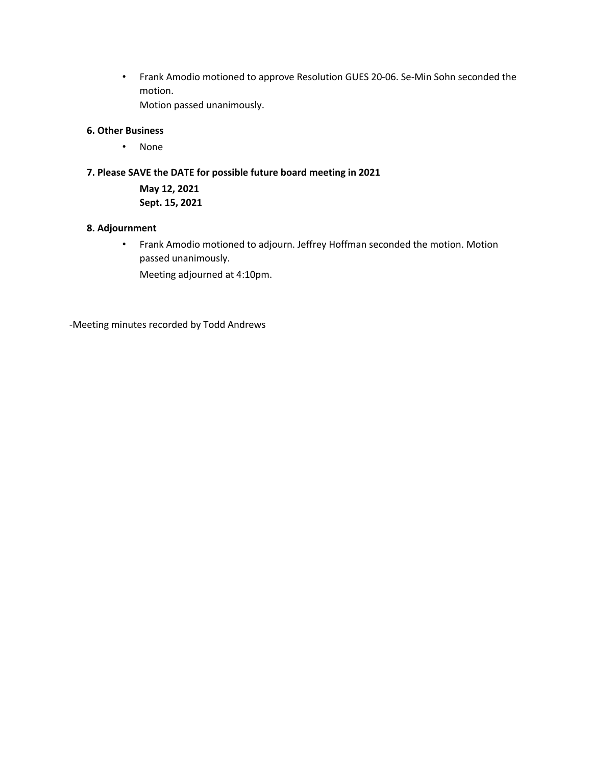- Frank Amodio motioned to approve Resolution GUES 20-06. Se-Min Sohn seconded the motion.
  Motion passed unanimously.

**6. Other Business**

- None

**7. Please SAVE the DATE for possible future board meeting in 2021**

**May 12, 2021**
**Sept. 15, 2021**

**8. Adjournment**

- Frank Amodio motioned to adjourn. Jeffrey Hoffman seconded the motion. Motion passed unanimously.
  Meeting adjourned at 4:10pm.

-Meeting minutes recorded by Todd Andrews